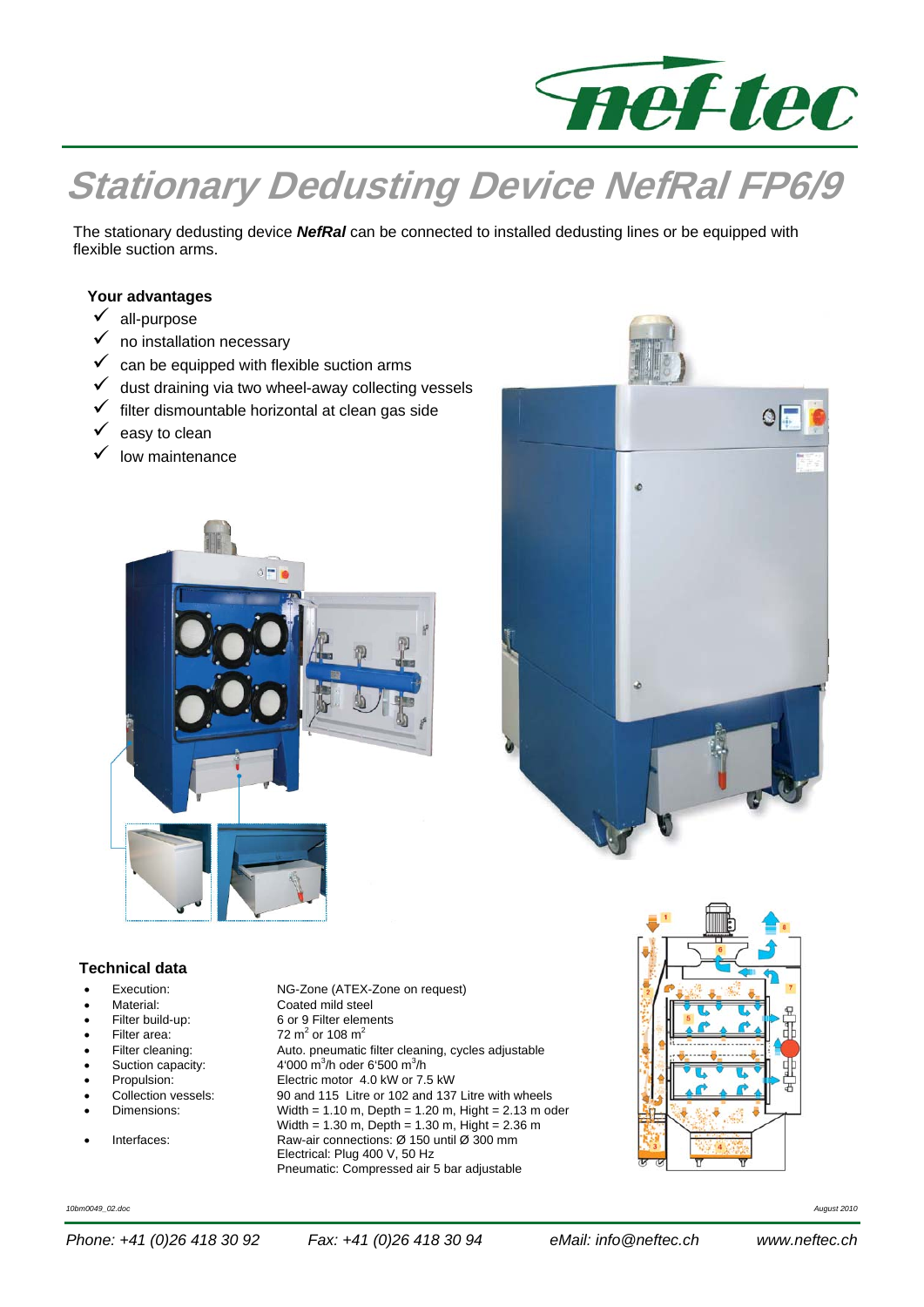# Stationary Dedusting Device NefRal FP6/9

The stationary dedusting device ***NefRal*** can be connected to installed dedusting lines or be equipped with flexible suction arms.

### Your advantages

- ✓ all-purpose
- ✓ no installation necessary
- ✓ can be equipped with flexible suction arms
- ✓ dust draining via two wheel-away collecting vessels
- ✓ filter dismountable horizontal at clean gas side
- ✓ easy to clean
- ✓ low maintenance

### Technical data

- Execution: NG-Zone (ATEX-Zone on request)
- Material: Coated mild steel
- Filter build-up: 6 or 9 Filter elements
- Filter area: 72 $m^2$ or 108 $m^2$
- Filter cleaning: Auto. pneumatic filter cleaning, cycles adjustable
- Suction capacity: 4'000 $m^3$/h oder 6'500 $m^3$/h
- Propulsion: Electric motor 4.0 kW or 7.5 kW
- Collection vessels: 90 and 115 Litre or 102 and 137 Litre with wheels
- Dimensions: Width = 1.10 m, Depth = 1.20 m, Hight = 2.13 m oder Width = 1.30 m, Depth = 1.30 m, Hight = 2.36 m
- Interfaces: Raw-air connections: Ø 150 until Ø 300 mm
  Electrical: Plug 400 V, 50 Hz
  Pneumatic: Compressed air 5 bar adjustable

10bm0049_02.doc

August 2010

Phone: +41 (0)26 418 30 92 Fax: +41 (0)26 418 30 94 eMail: info@neftec.ch www.neftec.ch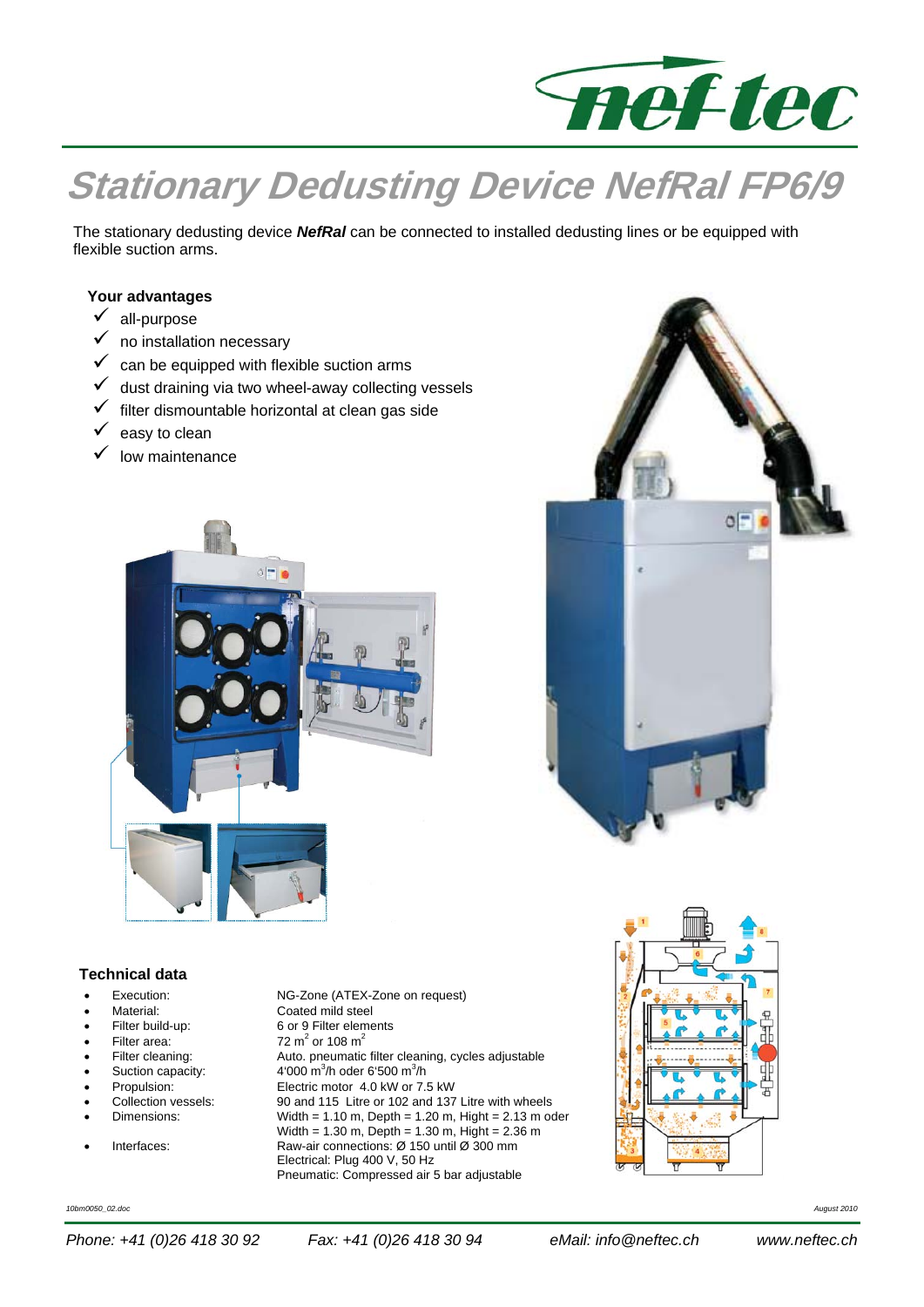# Stationary Dedusting Device NefRal FP6/9

The stationary dedusting device ***NefRal*** can be connected to installed dedusting lines or be equipped with flexible suction arms.

**Your advantages**

- ✓ all-purpose
- ✓ no installation necessary
- ✓ can be equipped with flexible suction arms
- ✓ dust draining via two wheel-away collecting vessels
- ✓ filter dismountable horizontal at clean gas side
- ✓ easy to clean
- ✓ low maintenance

## Technical data

| | |
|---|---|
| Execution: | NG-Zone (ATEX-Zone on request) |
| Material: | Coated mild steel |
| Filter build-up: | 6 or 9 Filter elements |
| Filter area: | 72 m$^2$ or 108 m$^2$ |
| Filter cleaning: | Auto. pneumatic filter cleaning, cycles adjustable |
| Suction capacity: | 4'000 m$^3$/h oder 6'500 m$^3$/h |
| Propulsion: | Electric motor 4.0 kW or 7.5 kW |
| Collection vessels: | 90 and 115 Litre or 102 and 137 Litre with wheels |
| Dimensions: | Width = 1.10 m, Depth = 1.20 m, Hight = 2.13 m oder Width = 1.30 m, Depth = 1.30 m, Hight = 2.36 m |
| Interfaces: | Raw-air connections: Ø 150 until Ø 300 mm<br>Electrical: Plug 400 V, 50 Hz<br>Pneumatic: Compressed air 5 bar adjustable |

10bm0050_02.doc

August 2010

Phone: +41 (0)26 418 30 92 Fax: +41 (0)26 418 30 94 eMail: info@neftec.ch www.neftec.ch